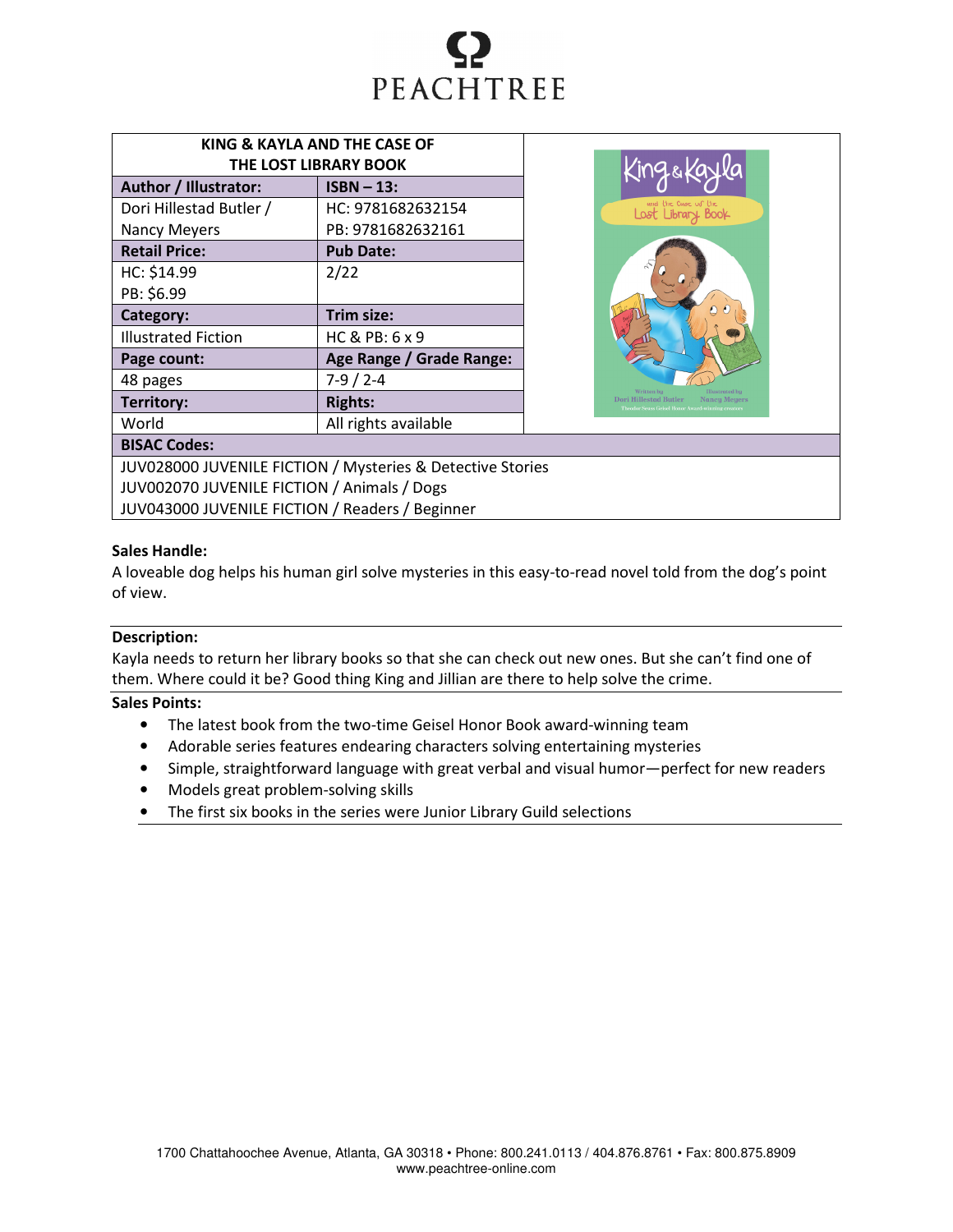PEACHTREE

| KING & KAYLA AND THE CASE OF THE LOST LIBRARY BOOK | |
|---|---|
| **Author / Illustrator:** | **ISBN – 13:** |
| Dori Hillestad Butler / Nancy Meyers | HC: 9781682632154<br>PB: 9781682632161 |
| **Retail Price:** | **Pub Date:** |
| HC: $14.99<br>PB: $6.99 | 2/22 |
| **Category:** | **Trim size:** |
| Illustrated Fiction | HC & PB: 6 x 9 |
| **Page count:** | **Age Range / Grade Range:** |
| 48 pages | 7-9 / 2-4 |
| **Territory:** | **Rights:** |
| World | All rights available |

**BISAC Codes:**

JUV028000 JUVENILE FICTION / Mysteries & Detective Stories
JUV002070 JUVENILE FICTION / Animals / Dogs
JUV043000 JUVENILE FICTION / Readers / Beginner

**Sales Handle:**

A loveable dog helps his human girl solve mysteries in this easy-to-read novel told from the dog's point of view.

**Description:**

Kayla needs to return her library books so that she can check out new ones. But she can't find one of them. Where could it be? Good thing King and Jillian are there to help solve the crime.

**Sales Points:**

- The latest book from the two-time Geisel Honor Book award-winning team
- Adorable series features endearing characters solving entertaining mysteries
- Simple, straightforward language with great verbal and visual humor—perfect for new readers
- Models great problem-solving skills
- The first six books in the series were Junior Library Guild selections

1700 Chattahoochee Avenue, Atlanta, GA 30318 • Phone: 800.241.0113 / 404.876.8761 • Fax: 800.875.8909
www.peachtree-online.com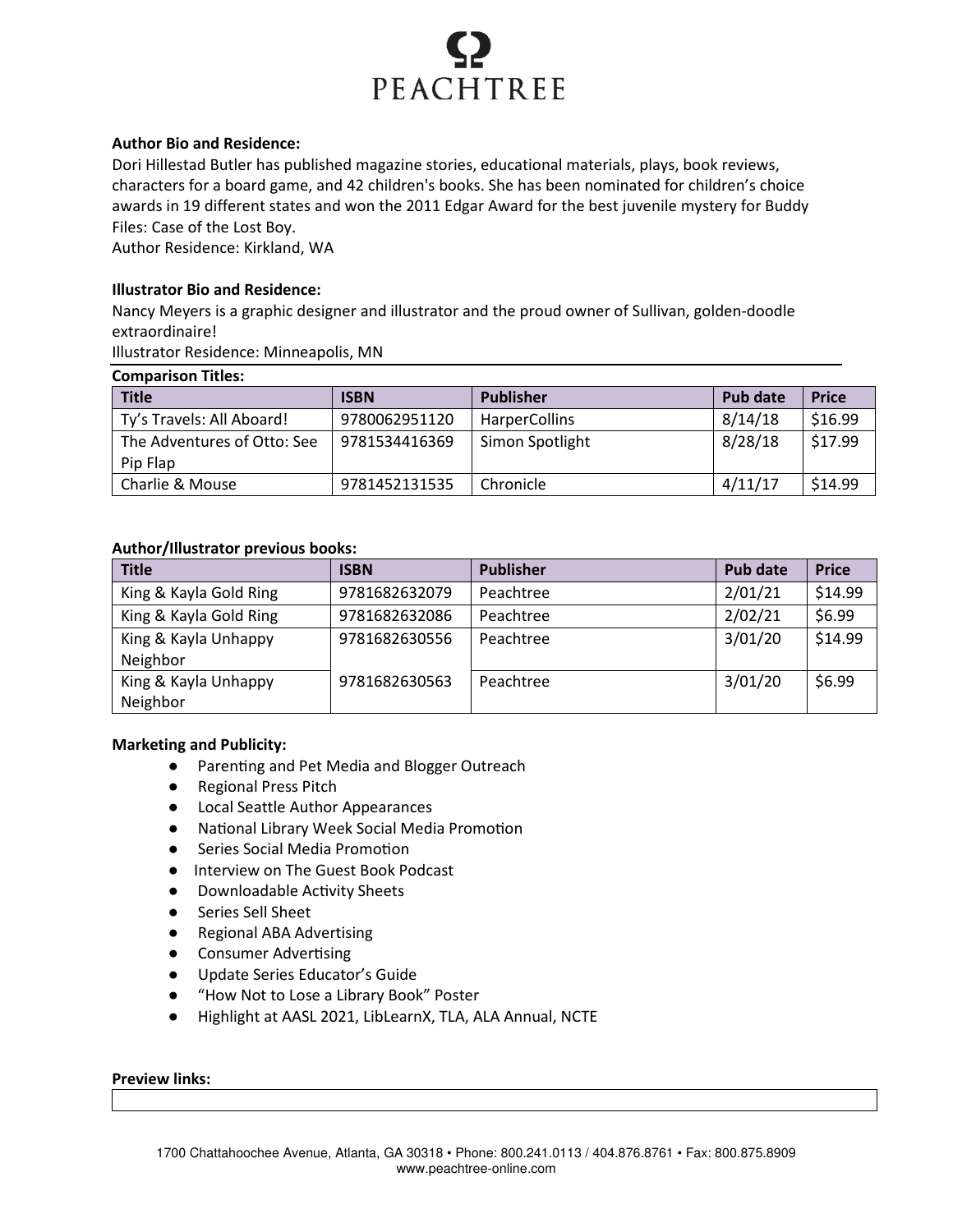**Author Bio and Residence:**

Dori Hillestad Butler has published magazine stories, educational materials, plays, book reviews, characters for a board game, and 42 children's books. She has been nominated for children's choice awards in 19 different states and won the 2011 Edgar Award for the best juvenile mystery for Buddy Files: Case of the Lost Boy.

Author Residence: Kirkland, WA

**Illustrator Bio and Residence:**

Nancy Meyers is a graphic designer and illustrator and the proud owner of Sullivan, golden-doodle extraordinaire!

Illustrator Residence: Minneapolis, MN

**Comparison Titles:**

| Title | ISBN | Publisher | Pub date | Price |
|---|---|---|---|---|
| Ty's Travels: All Aboard! | 9780062951120 | HarperCollins | 8/14/18 | $16.99 |
| The Adventures of Otto: See Pip Flap | 9781534416369 | Simon Spotlight | 8/28/18 | $17.99 |
| Charlie & Mouse | 9781452131535 | Chronicle | 4/11/17 | $14.99 |

**Author/Illustrator previous books:**

| Title | ISBN | Publisher | Pub date | Price |
|---|---|---|---|---|
| King & Kayla Gold Ring | 9781682632079 | Peachtree | 2/01/21 | $14.99 |
| King & Kayla Gold Ring | 9781682632086 | Peachtree | 2/02/21 | $6.99 |
| King & Kayla Unhappy Neighbor | 9781682630556 | Peachtree | 3/01/20 | $14.99 |
| King & Kayla Unhappy Neighbor | 9781682630563 | Peachtree | 3/01/20 | $6.99 |

**Marketing and Publicity:**

- Parenting and Pet Media and Blogger Outreach
- Regional Press Pitch
- Local Seattle Author Appearances
- National Library Week Social Media Promotion
- Series Social Media Promotion
- Interview on The Guest Book Podcast
- Downloadable Activity Sheets
- Series Sell Sheet
- Regional ABA Advertising
- Consumer Advertising
- Update Series Educator's Guide
- "How Not to Lose a Library Book" Poster
- Highlight at AASL 2021, LibLearnX, TLA, ALA Annual, NCTE

**Preview links:**